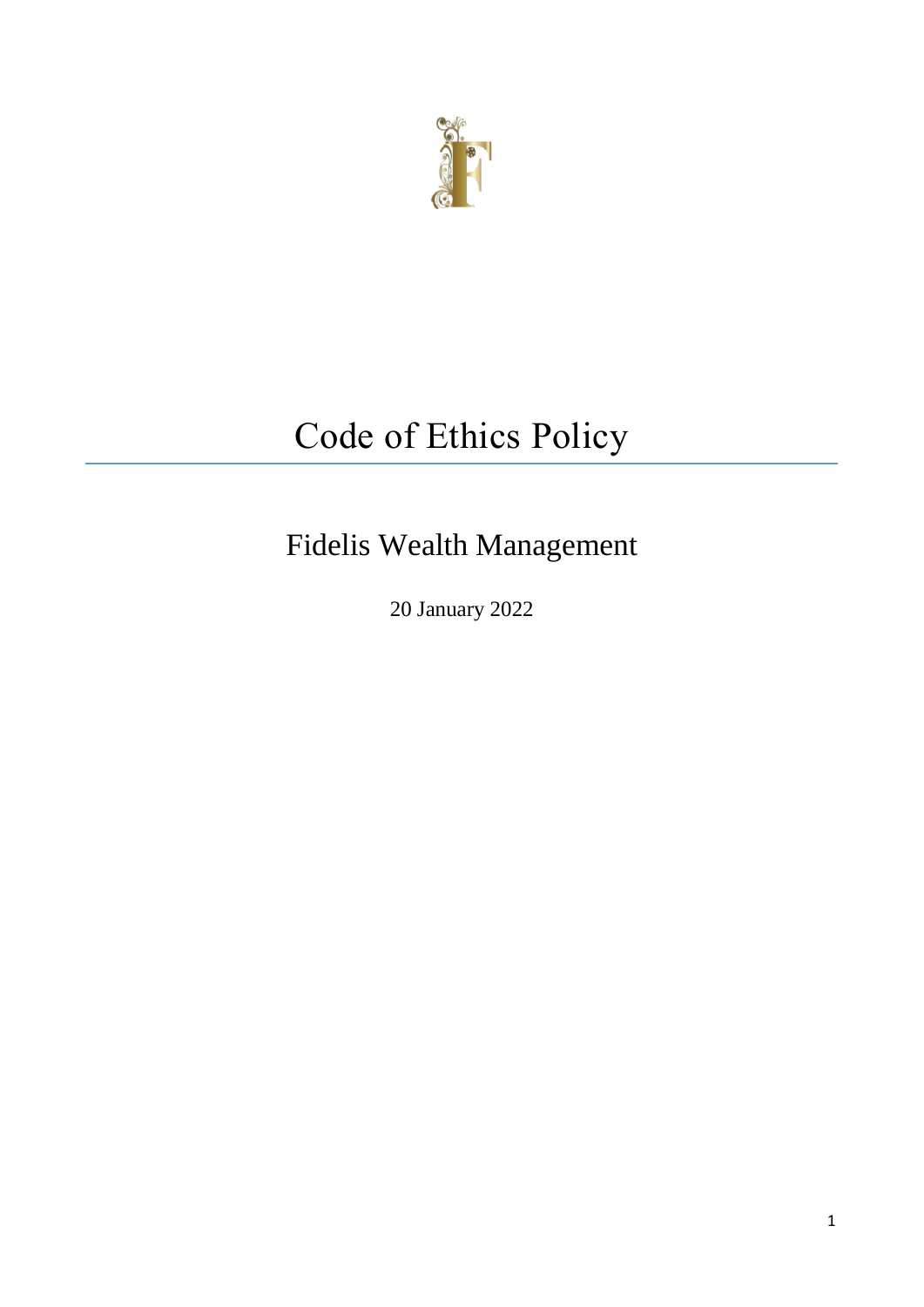# Code of Ethics Policy

## Fidelis Wealth Management

20 January 2022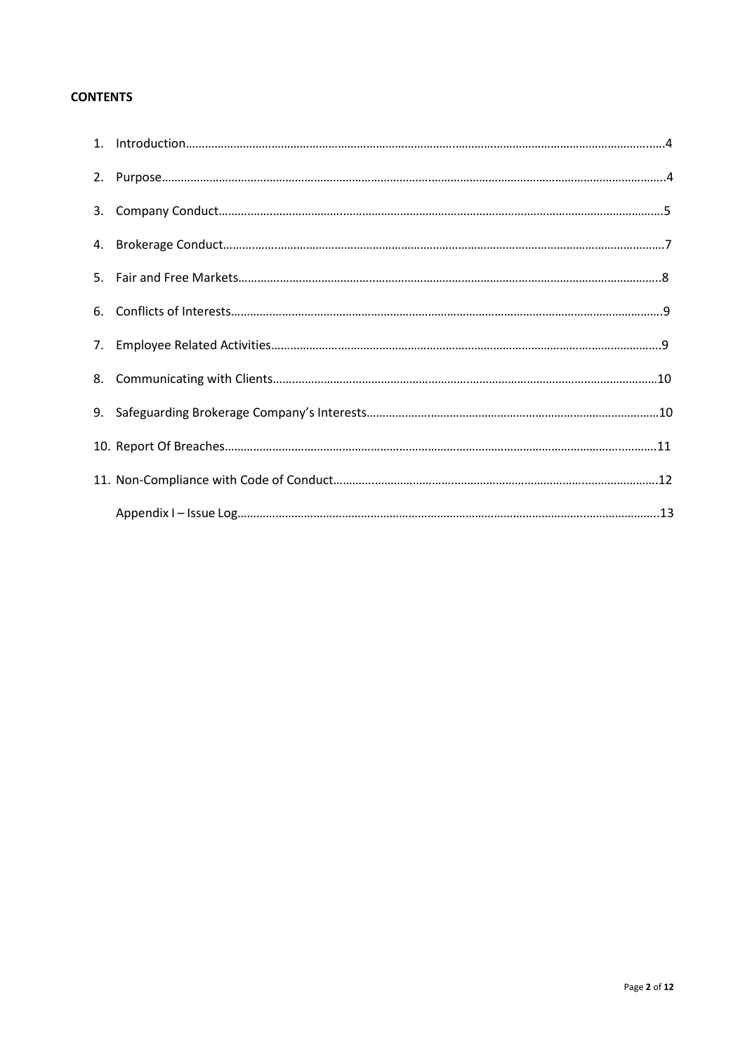**CONTENTS**

1. Introduction……………………………………………………………………………………………………………………………….4
2. Purpose……………………………………………………………………………………………………………………………………….4
3. Company Conduct…………………………………………………………………………………………………………………………5
4. Brokerage Conduct………………………………………………………………………………………………………………………7
5. Fair and Free Markets……………………………………………………………………………………………………………………8
6. Conflicts of Interests………………………………………………………………………………………………………………………9
7. Employee Related Activities……………………………………………………………………………………………………………9
8. Communicating with Clients…………………………………………………………………………………………………………10
9. Safeguarding Brokerage Company's Interests………………………………………………………………………………10
10. Report Of Breaches………………………………………………………………………………………………………………………11
11. Non-Compliance with Code of Conduct…………………………………………………………………………………………12

Appendix I – Issue Log……………………………………………………………………………………………………………………13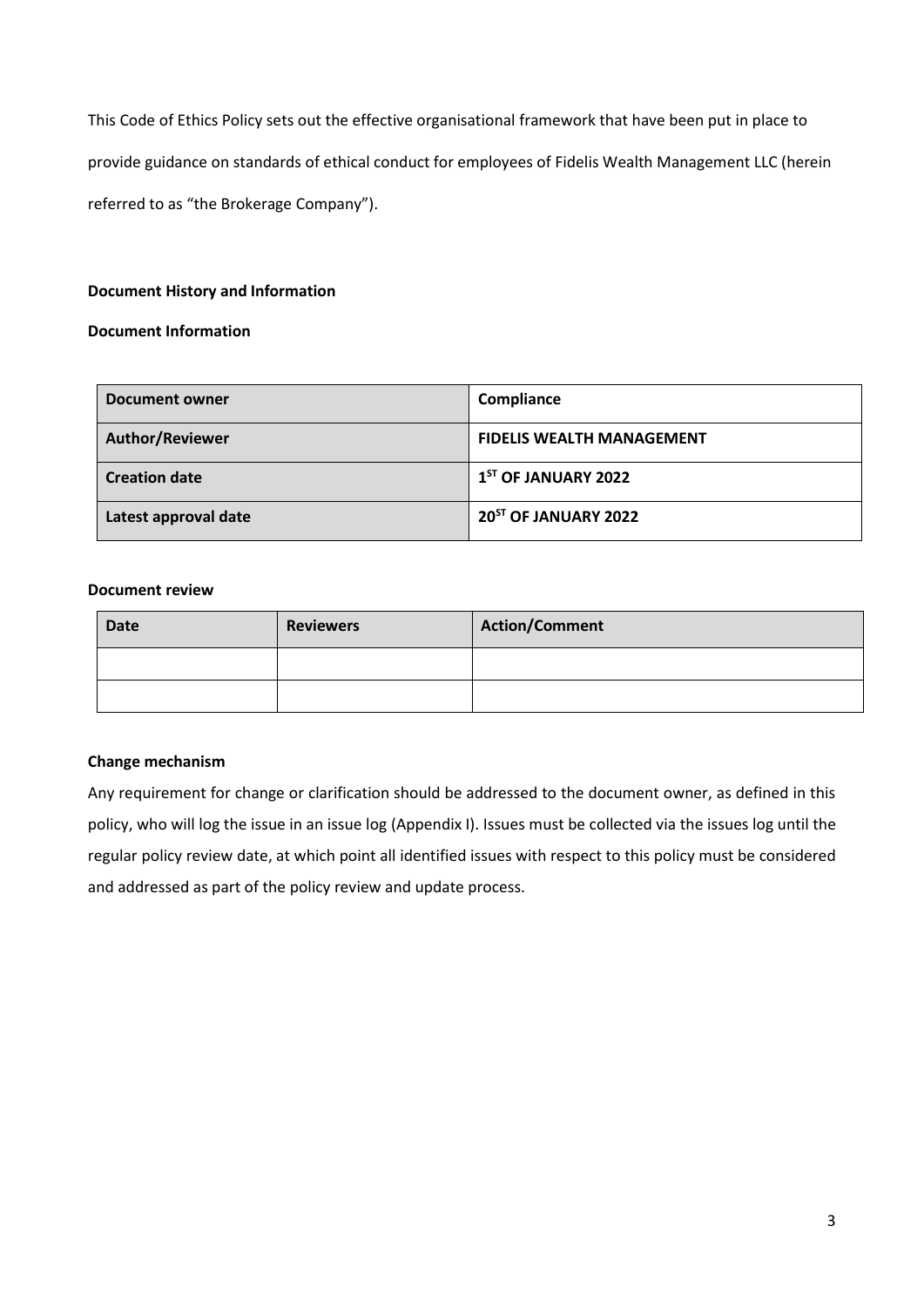This Code of Ethics Policy sets out the effective organisational framework that have been put in place to provide guidance on standards of ethical conduct for employees of Fidelis Wealth Management LLC (herein referred to as "the Brokerage Company").

**Document History and Information**

**Document Information**

| **Document owner** | **Compliance** |
|---|---|
| **Author/Reviewer** | **FIDELIS WEALTH MANAGEMENT** |
| **Creation date** | **1ST OF JANUARY 2022** |
| **Latest approval date** | **20ST OF JANUARY 2022** |

**Document review**

| Date | Reviewers | Action/Comment |
|---|---|---|
| | | |
| | | |

**Change mechanism**

Any requirement for change or clarification should be addressed to the document owner, as defined in this policy, who will log the issue in an issue log (Appendix I). Issues must be collected via the issues log until the regular policy review date, at which point all identified issues with respect to this policy must be considered and addressed as part of the policy review and update process.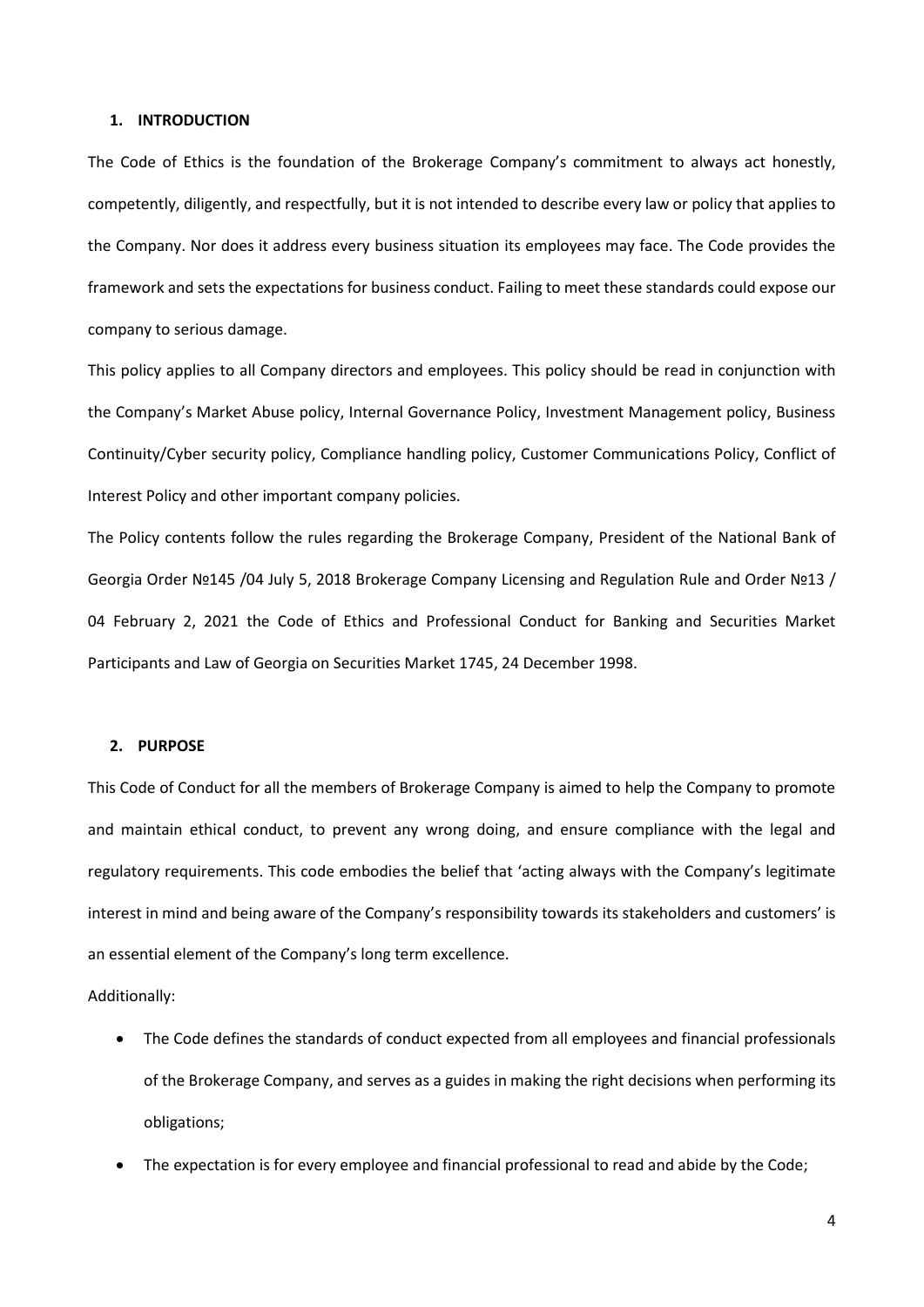## 1. INTRODUCTION

The Code of Ethics is the foundation of the Brokerage Company's commitment to always act honestly, competently, diligently, and respectfully, but it is not intended to describe every law or policy that applies to the Company. Nor does it address every business situation its employees may face. The Code provides the framework and sets the expectations for business conduct. Failing to meet these standards could expose our company to serious damage.

This policy applies to all Company directors and employees. This policy should be read in conjunction with the Company's Market Abuse policy, Internal Governance Policy, Investment Management policy, Business Continuity/Cyber security policy, Compliance handling policy, Customer Communications Policy, Conflict of Interest Policy and other important company policies.

The Policy contents follow the rules regarding the Brokerage Company, President of the National Bank of Georgia Order №145 /04 July 5, 2018 Brokerage Company Licensing and Regulation Rule and Order №13 / 04 February 2, 2021 the Code of Ethics and Professional Conduct for Banking and Securities Market Participants and Law of Georgia on Securities Market 1745, 24 December 1998.

## 2. PURPOSE

This Code of Conduct for all the members of Brokerage Company is aimed to help the Company to promote and maintain ethical conduct, to prevent any wrong doing, and ensure compliance with the legal and regulatory requirements. This code embodies the belief that 'acting always with the Company's legitimate interest in mind and being aware of the Company's responsibility towards its stakeholders and customers' is an essential element of the Company's long term excellence.

Additionally:

- The Code defines the standards of conduct expected from all employees and financial professionals of the Brokerage Company, and serves as a guides in making the right decisions when performing its obligations;
- The expectation is for every employee and financial professional to read and abide by the Code;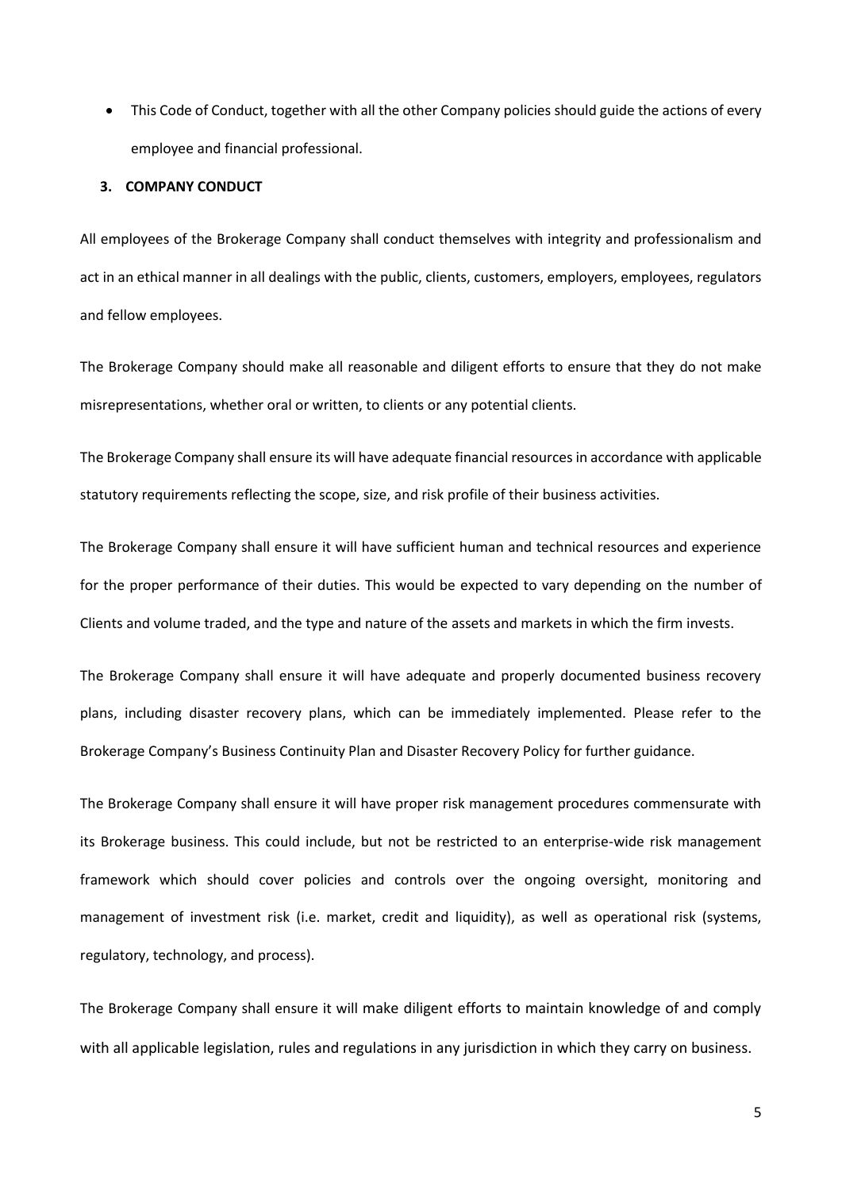- This Code of Conduct, together with all the other Company policies should guide the actions of every employee and financial professional.

## 3. COMPANY CONDUCT

All employees of the Brokerage Company shall conduct themselves with integrity and professionalism and act in an ethical manner in all dealings with the public, clients, customers, employers, employees, regulators and fellow employees.

The Brokerage Company should make all reasonable and diligent efforts to ensure that they do not make misrepresentations, whether oral or written, to clients or any potential clients.

The Brokerage Company shall ensure its will have adequate financial resources in accordance with applicable statutory requirements reflecting the scope, size, and risk profile of their business activities.

The Brokerage Company shall ensure it will have sufficient human and technical resources and experience for the proper performance of their duties. This would be expected to vary depending on the number of Clients and volume traded, and the type and nature of the assets and markets in which the firm invests.

The Brokerage Company shall ensure it will have adequate and properly documented business recovery plans, including disaster recovery plans, which can be immediately implemented. Please refer to the Brokerage Company's Business Continuity Plan and Disaster Recovery Policy for further guidance.

The Brokerage Company shall ensure it will have proper risk management procedures commensurate with its Brokerage business. This could include, but not be restricted to an enterprise-wide risk management framework which should cover policies and controls over the ongoing oversight, monitoring and management of investment risk (i.e. market, credit and liquidity), as well as operational risk (systems, regulatory, technology, and process).

The Brokerage Company shall ensure it will make diligent efforts to maintain knowledge of and comply with all applicable legislation, rules and regulations in any jurisdiction in which they carry on business.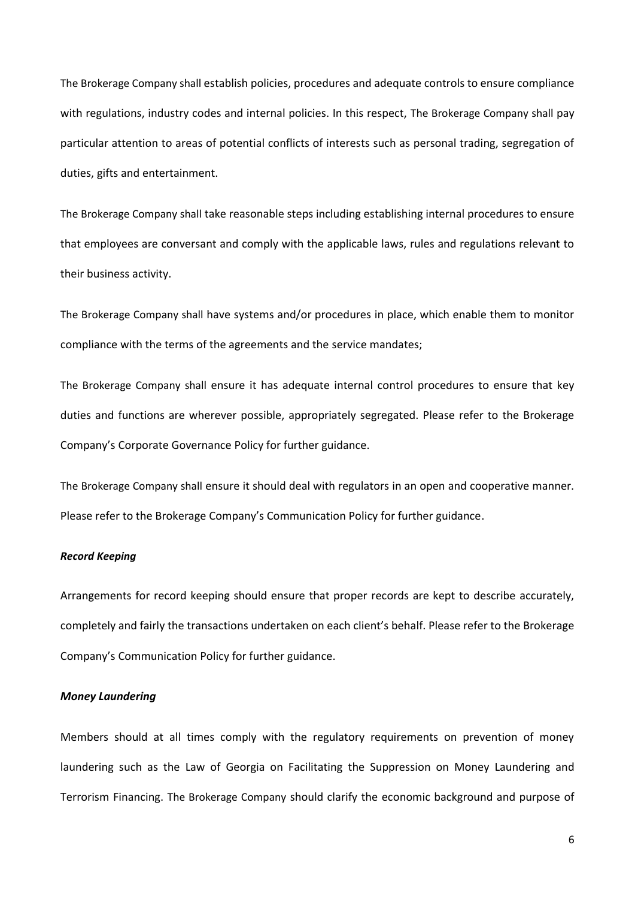The Brokerage Company shall establish policies, procedures and adequate controls to ensure compliance with regulations, industry codes and internal policies. In this respect, The Brokerage Company shall pay particular attention to areas of potential conflicts of interests such as personal trading, segregation of duties, gifts and entertainment.

The Brokerage Company shall take reasonable steps including establishing internal procedures to ensure that employees are conversant and comply with the applicable laws, rules and regulations relevant to their business activity.

The Brokerage Company shall have systems and/or procedures in place, which enable them to monitor compliance with the terms of the agreements and the service mandates;

The Brokerage Company shall ensure it has adequate internal control procedures to ensure that key duties and functions are wherever possible, appropriately segregated. Please refer to the Brokerage Company's Corporate Governance Policy for further guidance.

The Brokerage Company shall ensure it should deal with regulators in an open and cooperative manner. Please refer to the Brokerage Company's Communication Policy for further guidance.

***Record Keeping***

Arrangements for record keeping should ensure that proper records are kept to describe accurately, completely and fairly the transactions undertaken on each client's behalf. Please refer to the Brokerage Company's Communication Policy for further guidance.

***Money Laundering***

Members should at all times comply with the regulatory requirements on prevention of money laundering such as the Law of Georgia on Facilitating the Suppression on Money Laundering and Terrorism Financing. The Brokerage Company should clarify the economic background and purpose of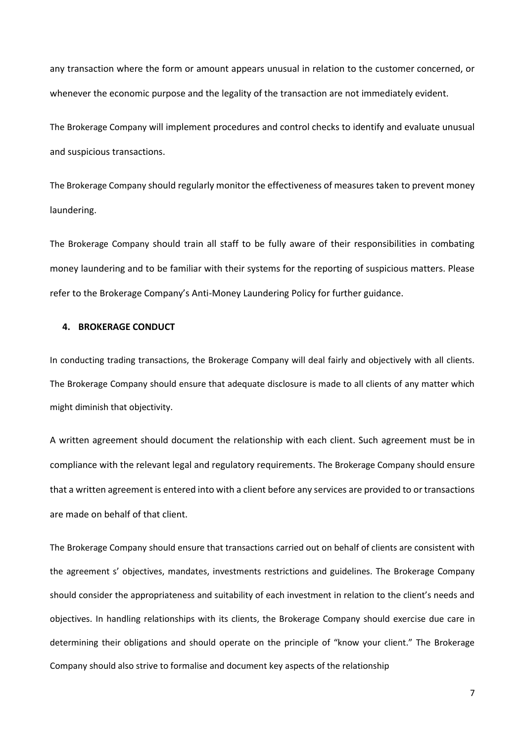any transaction where the form or amount appears unusual in relation to the customer concerned, or whenever the economic purpose and the legality of the transaction are not immediately evident.

The Brokerage Company will implement procedures and control checks to identify and evaluate unusual and suspicious transactions.

The Brokerage Company should regularly monitor the effectiveness of measures taken to prevent money laundering.

The Brokerage Company should train all staff to be fully aware of their responsibilities in combating money laundering and to be familiar with their systems for the reporting of suspicious matters. Please refer to the Brokerage Company's Anti-Money Laundering Policy for further guidance.

## 4. BROKERAGE CONDUCT

In conducting trading transactions, the Brokerage Company will deal fairly and objectively with all clients. The Brokerage Company should ensure that adequate disclosure is made to all clients of any matter which might diminish that objectivity.

A written agreement should document the relationship with each client. Such agreement must be in compliance with the relevant legal and regulatory requirements. The Brokerage Company should ensure that a written agreement is entered into with a client before any services are provided to or transactions are made on behalf of that client.

The Brokerage Company should ensure that transactions carried out on behalf of clients are consistent with the agreement s' objectives, mandates, investments restrictions and guidelines. The Brokerage Company should consider the appropriateness and suitability of each investment in relation to the client's needs and objectives. In handling relationships with its clients, the Brokerage Company should exercise due care in determining their obligations and should operate on the principle of "know your client." The Brokerage Company should also strive to formalise and document key aspects of the relationship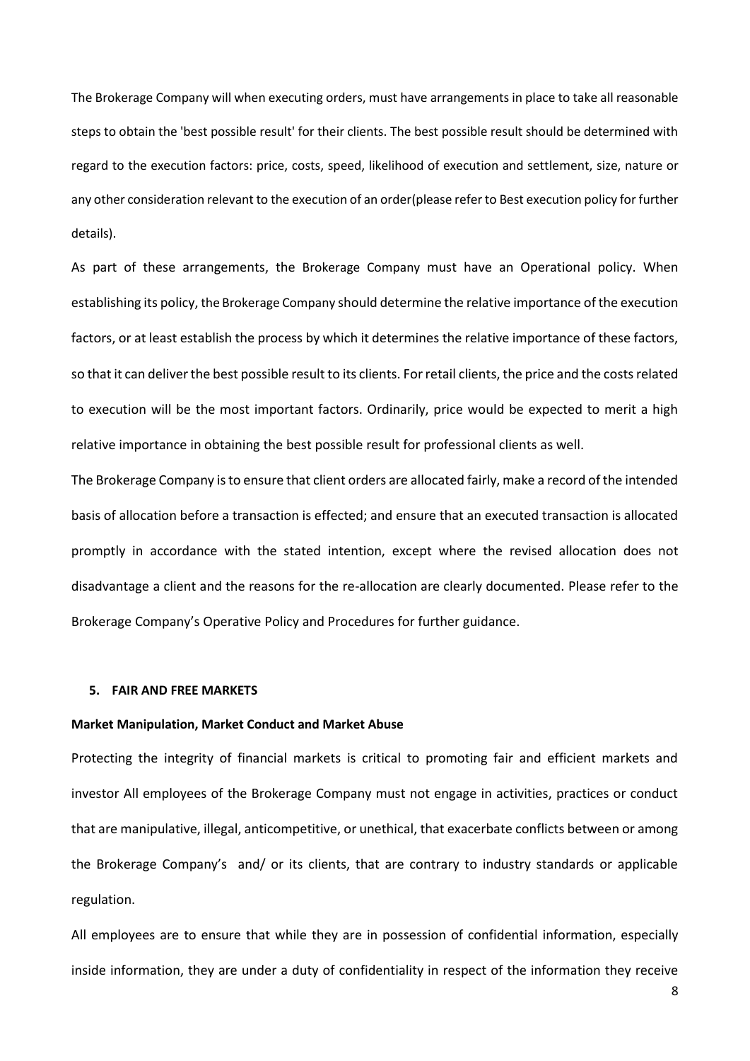The Brokerage Company will when executing orders, must have arrangements in place to take all reasonable steps to obtain the 'best possible result' for their clients. The best possible result should be determined with regard to the execution factors: price, costs, speed, likelihood of execution and settlement, size, nature or any other consideration relevant to the execution of an order(please refer to Best execution policy for further details).

As part of these arrangements, the Brokerage Company must have an Operational policy. When establishing its policy, the Brokerage Company should determine the relative importance of the execution factors, or at least establish the process by which it determines the relative importance of these factors, so that it can deliver the best possible result to its clients. For retail clients, the price and the costs related to execution will be the most important factors. Ordinarily, price would be expected to merit a high relative importance in obtaining the best possible result for professional clients as well.

The Brokerage Company is to ensure that client orders are allocated fairly, make a record of the intended basis of allocation before a transaction is effected; and ensure that an executed transaction is allocated promptly in accordance with the stated intention, except where the revised allocation does not disadvantage a client and the reasons for the re-allocation are clearly documented. Please refer to the Brokerage Company's Operative Policy and Procedures for further guidance.

## 5. FAIR AND FREE MARKETS

**Market Manipulation, Market Conduct and Market Abuse**

Protecting the integrity of financial markets is critical to promoting fair and efficient markets and investor All employees of the Brokerage Company must not engage in activities, practices or conduct that are manipulative, illegal, anticompetitive, or unethical, that exacerbate conflicts between or among the Brokerage Company's and/ or its clients, that are contrary to industry standards or applicable regulation.

All employees are to ensure that while they are in possession of confidential information, especially inside information, they are under a duty of confidentiality in respect of the information they receive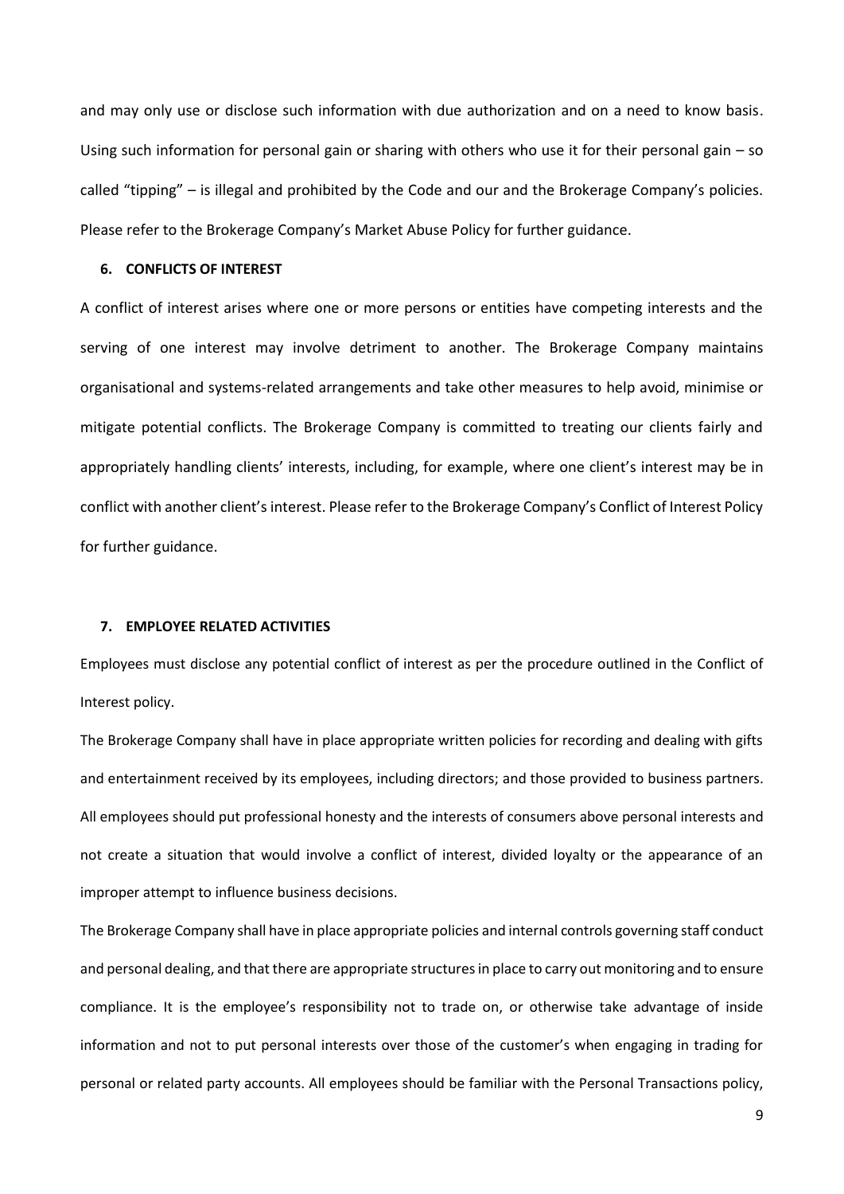and may only use or disclose such information with due authorization and on a need to know basis. Using such information for personal gain or sharing with others who use it for their personal gain – so called "tipping" – is illegal and prohibited by the Code and our and the Brokerage Company's policies. Please refer to the Brokerage Company's Market Abuse Policy for further guidance.

## 6. CONFLICTS OF INTEREST

A conflict of interest arises where one or more persons or entities have competing interests and the serving of one interest may involve detriment to another. The Brokerage Company maintains organisational and systems-related arrangements and take other measures to help avoid, minimise or mitigate potential conflicts. The Brokerage Company is committed to treating our clients fairly and appropriately handling clients' interests, including, for example, where one client's interest may be in conflict with another client's interest. Please refer to the Brokerage Company's Conflict of Interest Policy for further guidance.

## 7. EMPLOYEE RELATED ACTIVITIES

Employees must disclose any potential conflict of interest as per the procedure outlined in the Conflict of Interest policy.

The Brokerage Company shall have in place appropriate written policies for recording and dealing with gifts and entertainment received by its employees, including directors; and those provided to business partners. All employees should put professional honesty and the interests of consumers above personal interests and not create a situation that would involve a conflict of interest, divided loyalty or the appearance of an improper attempt to influence business decisions.

The Brokerage Company shall have in place appropriate policies and internal controls governing staff conduct and personal dealing, and that there are appropriate structures in place to carry out monitoring and to ensure compliance. It is the employee's responsibility not to trade on, or otherwise take advantage of inside information and not to put personal interests over those of the customer's when engaging in trading for personal or related party accounts. All employees should be familiar with the Personal Transactions policy,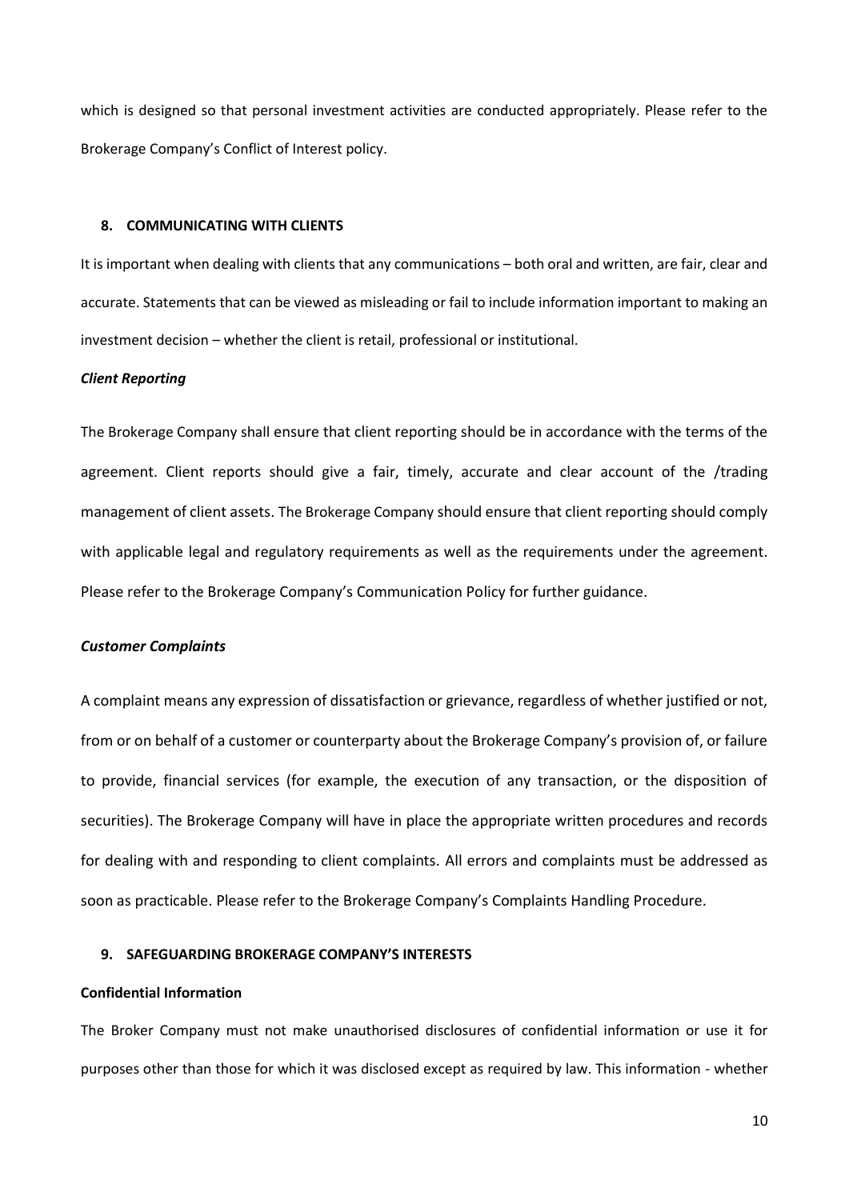which is designed so that personal investment activities are conducted appropriately. Please refer to the Brokerage Company's Conflict of Interest policy.

## 8. COMMUNICATING WITH CLIENTS

It is important when dealing with clients that any communications – both oral and written, are fair, clear and accurate. Statements that can be viewed as misleading or fail to include information important to making an investment decision – whether the client is retail, professional or institutional.

***Client Reporting***

The Brokerage Company shall ensure that client reporting should be in accordance with the terms of the agreement. Client reports should give a fair, timely, accurate and clear account of the /trading management of client assets. The Brokerage Company should ensure that client reporting should comply with applicable legal and regulatory requirements as well as the requirements under the agreement. Please refer to the Brokerage Company's Communication Policy for further guidance.

***Customer Complaints***

A complaint means any expression of dissatisfaction or grievance, regardless of whether justified or not, from or on behalf of a customer or counterparty about the Brokerage Company's provision of, or failure to provide, financial services (for example, the execution of any transaction, or the disposition of securities). The Brokerage Company will have in place the appropriate written procedures and records for dealing with and responding to client complaints. All errors and complaints must be addressed as soon as practicable. Please refer to the Brokerage Company's Complaints Handling Procedure.

## 9. SAFEGUARDING BROKERAGE COMPANY'S INTERESTS

**Confidential Information**

The Broker Company must not make unauthorised disclosures of confidential information or use it for purposes other than those for which it was disclosed except as required by law. This information - whether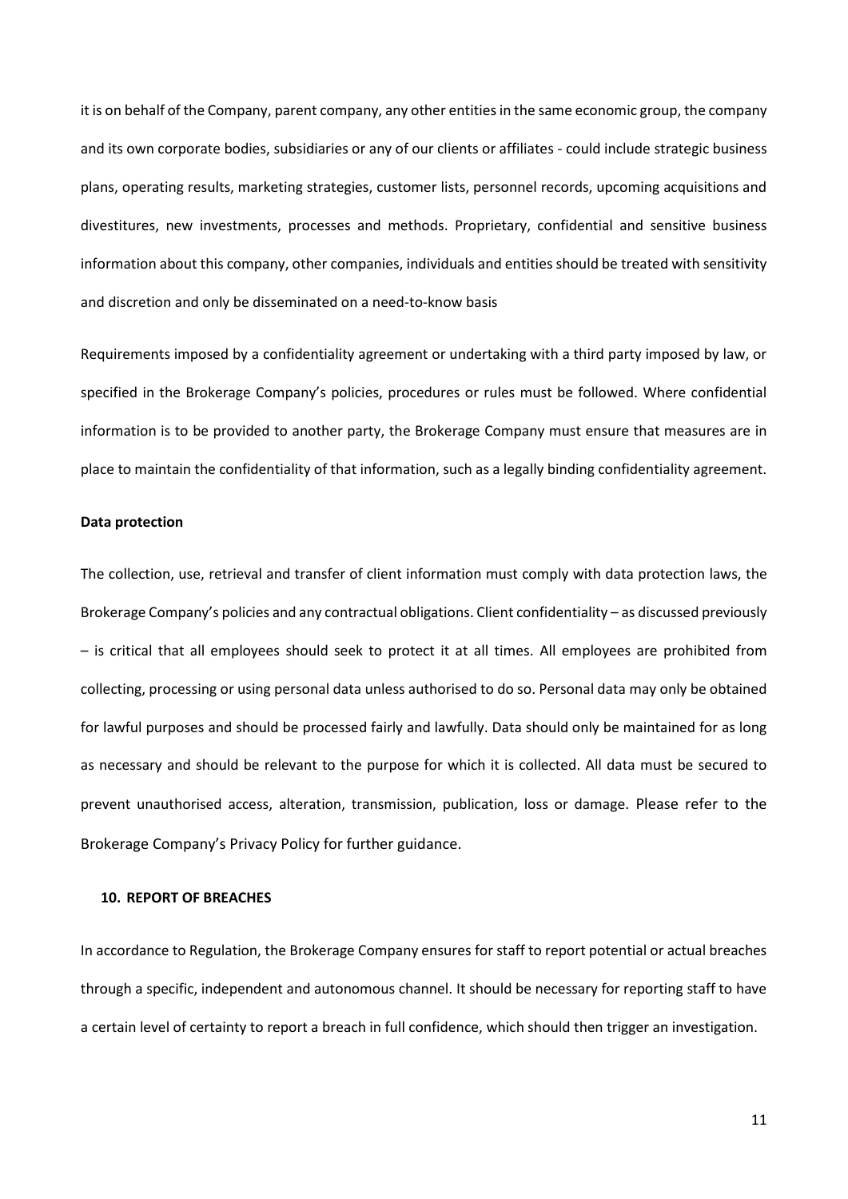it is on behalf of the Company, parent company, any other entities in the same economic group, the company and its own corporate bodies, subsidiaries or any of our clients or affiliates - could include strategic business plans, operating results, marketing strategies, customer lists, personnel records, upcoming acquisitions and divestitures, new investments, processes and methods. Proprietary, confidential and sensitive business information about this company, other companies, individuals and entities should be treated with sensitivity and discretion and only be disseminated on a need-to-know basis

Requirements imposed by a confidentiality agreement or undertaking with a third party imposed by law, or specified in the Brokerage Company's policies, procedures or rules must be followed. Where confidential information is to be provided to another party, the Brokerage Company must ensure that measures are in place to maintain the confidentiality of that information, such as a legally binding confidentiality agreement.

**Data protection**

The collection, use, retrieval and transfer of client information must comply with data protection laws, the Brokerage Company's policies and any contractual obligations. Client confidentiality – as discussed previously – is critical that all employees should seek to protect it at all times. All employees are prohibited from collecting, processing or using personal data unless authorised to do so. Personal data may only be obtained for lawful purposes and should be processed fairly and lawfully. Data should only be maintained for as long as necessary and should be relevant to the purpose for which it is collected. All data must be secured to prevent unauthorised access, alteration, transmission, publication, loss or damage. Please refer to the Brokerage Company's Privacy Policy for further guidance.

## 10. REPORT OF BREACHES

In accordance to Regulation, the Brokerage Company ensures for staff to report potential or actual breaches through a specific, independent and autonomous channel. It should be necessary for reporting staff to have a certain level of certainty to report a breach in full confidence, which should then trigger an investigation.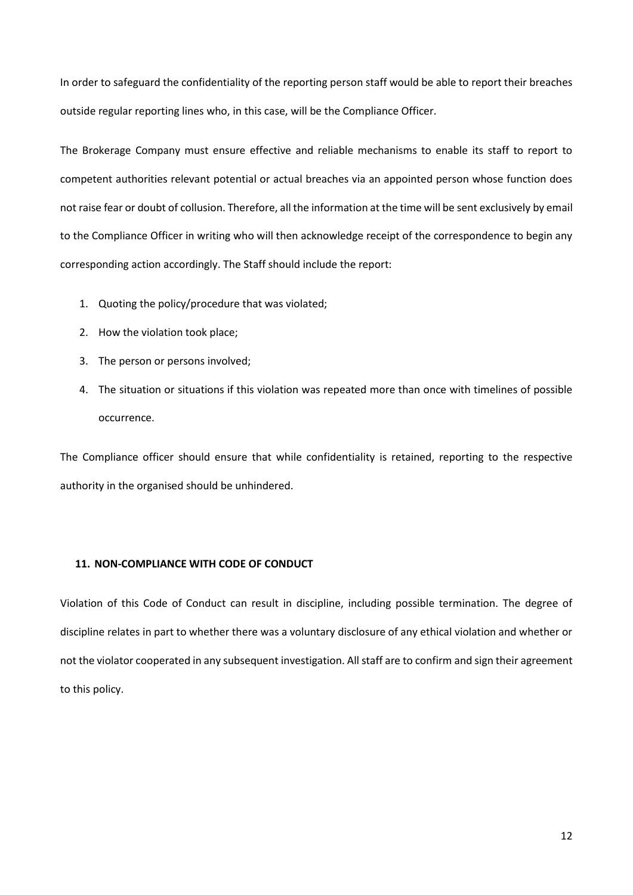In order to safeguard the confidentiality of the reporting person staff would be able to report their breaches outside regular reporting lines who, in this case, will be the Compliance Officer.

The Brokerage Company must ensure effective and reliable mechanisms to enable its staff to report to competent authorities relevant potential or actual breaches via an appointed person whose function does not raise fear or doubt of collusion. Therefore, all the information at the time will be sent exclusively by email to the Compliance Officer in writing who will then acknowledge receipt of the correspondence to begin any corresponding action accordingly. The Staff should include the report:

1. Quoting the policy/procedure that was violated;
2. How the violation took place;
3. The person or persons involved;
4. The situation or situations if this violation was repeated more than once with timelines of possible occurrence.

The Compliance officer should ensure that while confidentiality is retained, reporting to the respective authority in the organised should be unhindered.

## 11. NON-COMPLIANCE WITH CODE OF CONDUCT

Violation of this Code of Conduct can result in discipline, including possible termination. The degree of discipline relates in part to whether there was a voluntary disclosure of any ethical violation and whether or not the violator cooperated in any subsequent investigation. All staff are to confirm and sign their agreement to this policy.